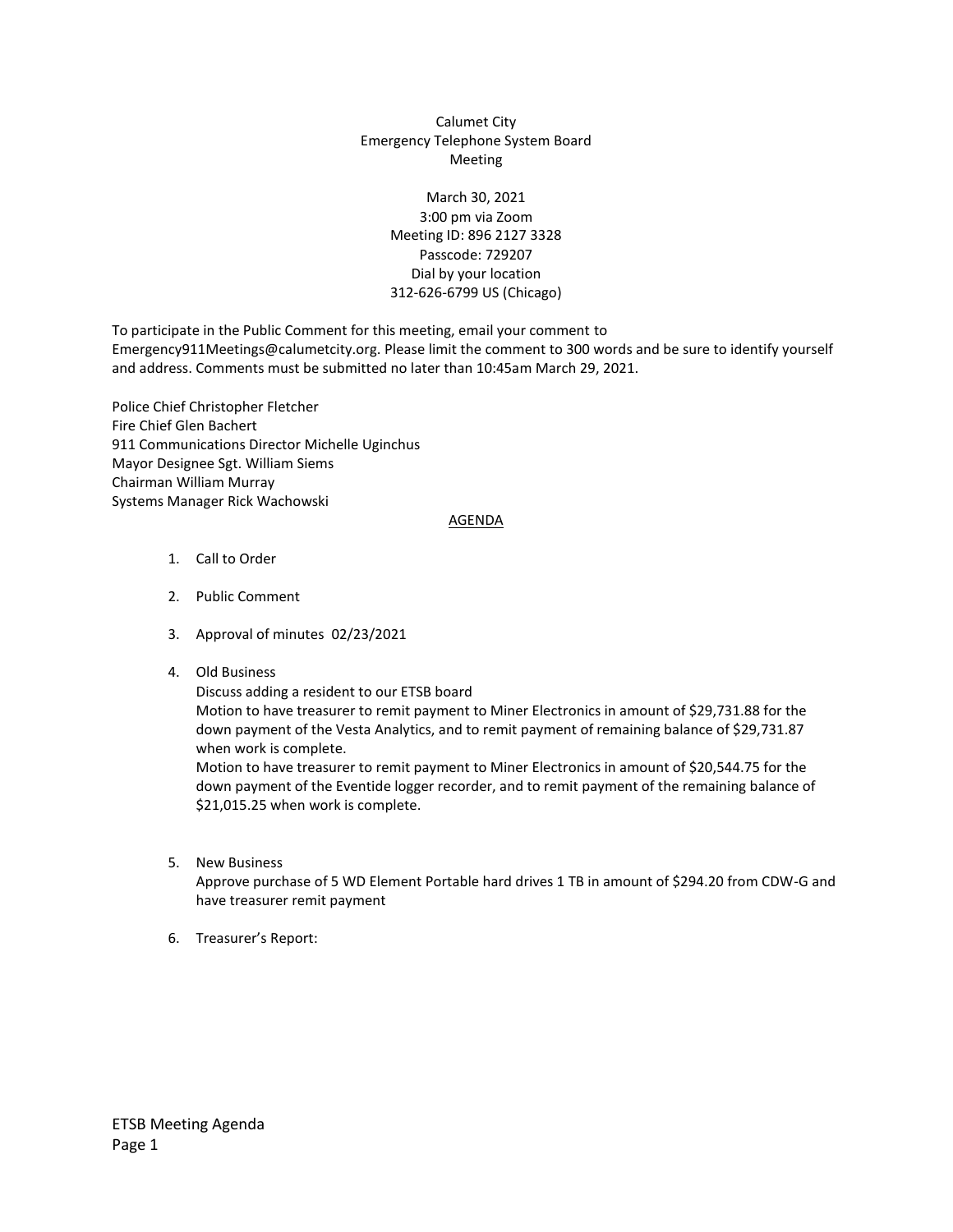Calumet City
Emergency Telephone System Board
Meeting

March 30, 2021
3:00 pm via Zoom
Meeting ID: 896 2127 3328
Passcode: 729207
Dial by your location
312-626-6799 US (Chicago)

To participate in the Public Comment for this meeting, email your comment to Emergency911Meetings@calumetcity.org. Please limit the comment to 300 words and be sure to identify yourself and address. Comments must be submitted no later than 10:45am March 29, 2021.

Police Chief Christopher Fletcher
Fire Chief Glen Bachert
911 Communications Director Michelle Uginchus
Mayor Designee Sgt. William Siems
Chairman William Murray
Systems Manager Rick Wachowski

AGENDA

1. Call to Order

2. Public Comment

3. Approval of minutes 02/23/2021

4. Old Business
   Discuss adding a resident to our ETSB board
   Motion to have treasurer to remit payment to Miner Electronics in amount of $29,731.88 for the down payment of the Vesta Analytics, and to remit payment of remaining balance of $29,731.87 when work is complete.
   Motion to have treasurer to remit payment to Miner Electronics in amount of $20,544.75 for the down payment of the Eventide logger recorder, and to remit payment of the remaining balance of $21,015.25 when work is complete.

5. New Business
   Approve purchase of 5 WD Element Portable hard drives 1 TB in amount of $294.20 from CDW-G and have treasurer remit payment

6. Treasurer's Report: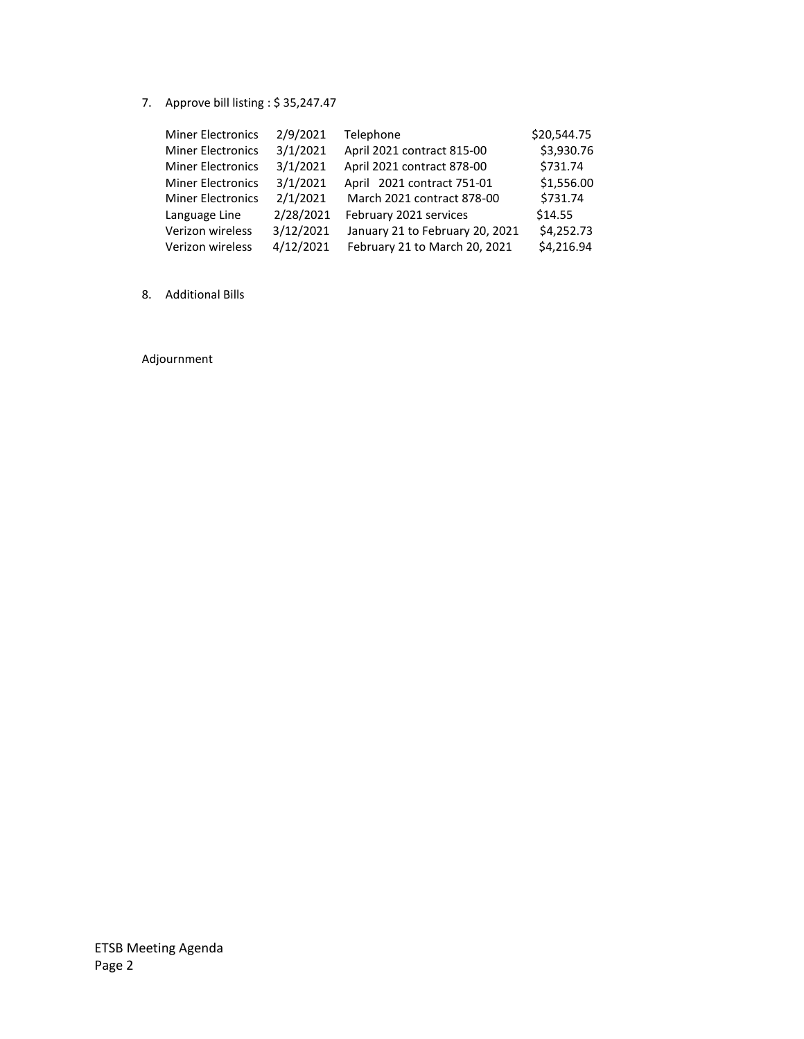7. Approve bill listing : $ 35,247.47

| | | | |
|---|---|---|---|
| Miner Electronics | 2/9/2021 | Telephone | $20,544.75 |
| Miner Electronics | 3/1/2021 | April 2021 contract 815-00 | $3,930.76 |
| Miner Electronics | 3/1/2021 | April 2021 contract 878-00 | $731.74 |
| Miner Electronics | 3/1/2021 | April 2021 contract 751-01 | $1,556.00 |
| Miner Electronics | 2/1/2021 | March 2021 contract 878-00 | $731.74 |
| Language Line | 2/28/2021 | February 2021 services | $14.55 |
| Verizon wireless | 3/12/2021 | January 21 to February 20, 2021 | $4,252.73 |
| Verizon wireless | 4/12/2021 | February 21 to March 20, 2021 | $4,216.94 |

8. Additional Bills

Adjournment